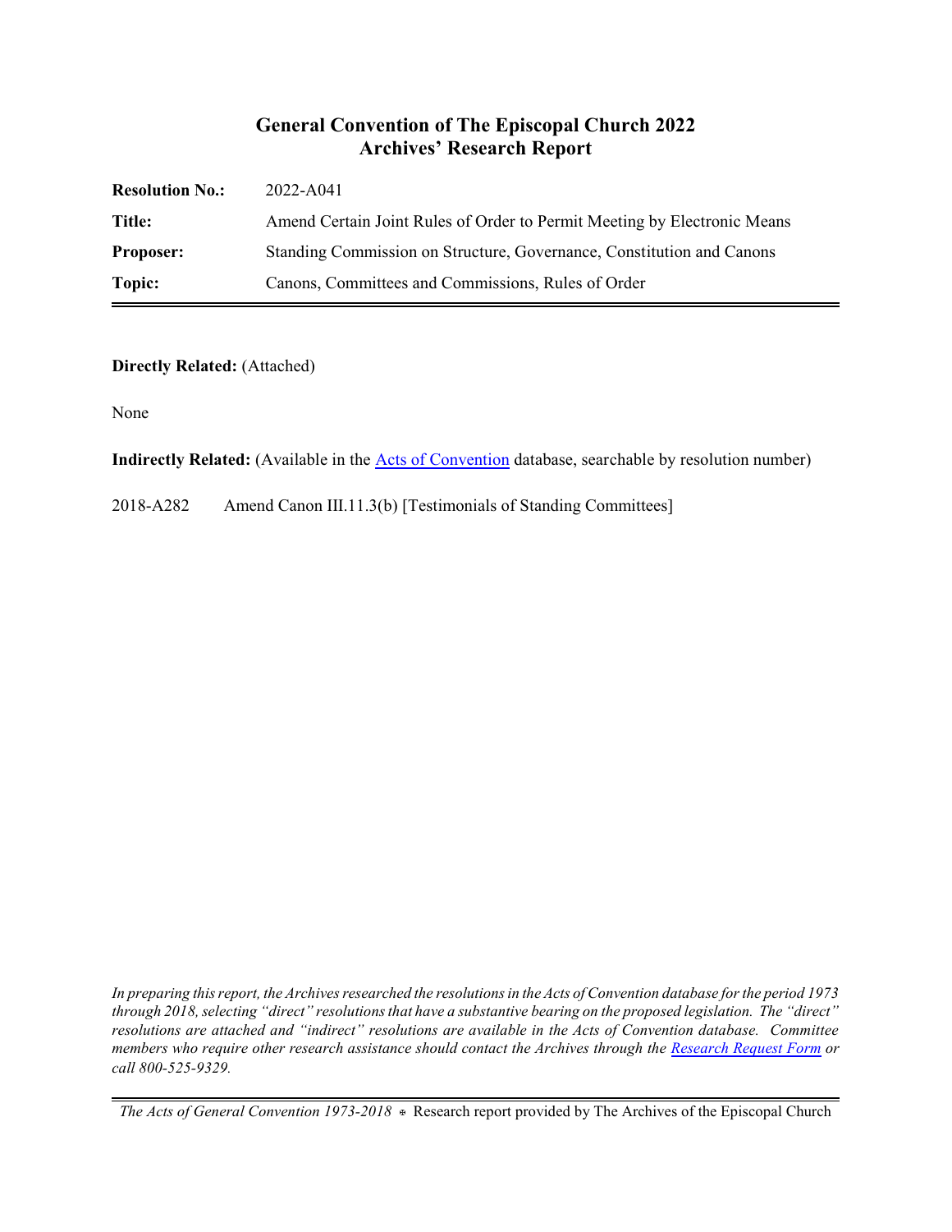# General Convention of The Episcopal Church 2022
## Archives' Research Report

| | |
|---|---|
| **Resolution No.:** | 2022-A041 |
| **Title:** | Amend Certain Joint Rules of Order to Permit Meeting by Electronic Means |
| **Proposer:** | Standing Commission on Structure, Governance, Constitution and Canons |
| **Topic:** | Canons, Committees and Commissions, Rules of Order |

**Directly Related:** (Attached)

None

**Indirectly Related:** (Available in the Acts of Convention database, searchable by resolution number)

2018-A282 Amend Canon III.11.3(b) [Testimonials of Standing Committees]

*In preparing this report, the Archives researched the resolutions in the Acts of Convention database for the period 1973 through 2018, selecting "direct" resolutions that have a substantive bearing on the proposed legislation. The "direct" resolutions are attached and "indirect" resolutions are available in the Acts of Convention database. Committee members who require other research assistance should contact the Archives through the Research Request Form or call 800-525-9329.*

*The Acts of General Convention 1973-2018* ⊕ Research report provided by The Archives of the Episcopal Church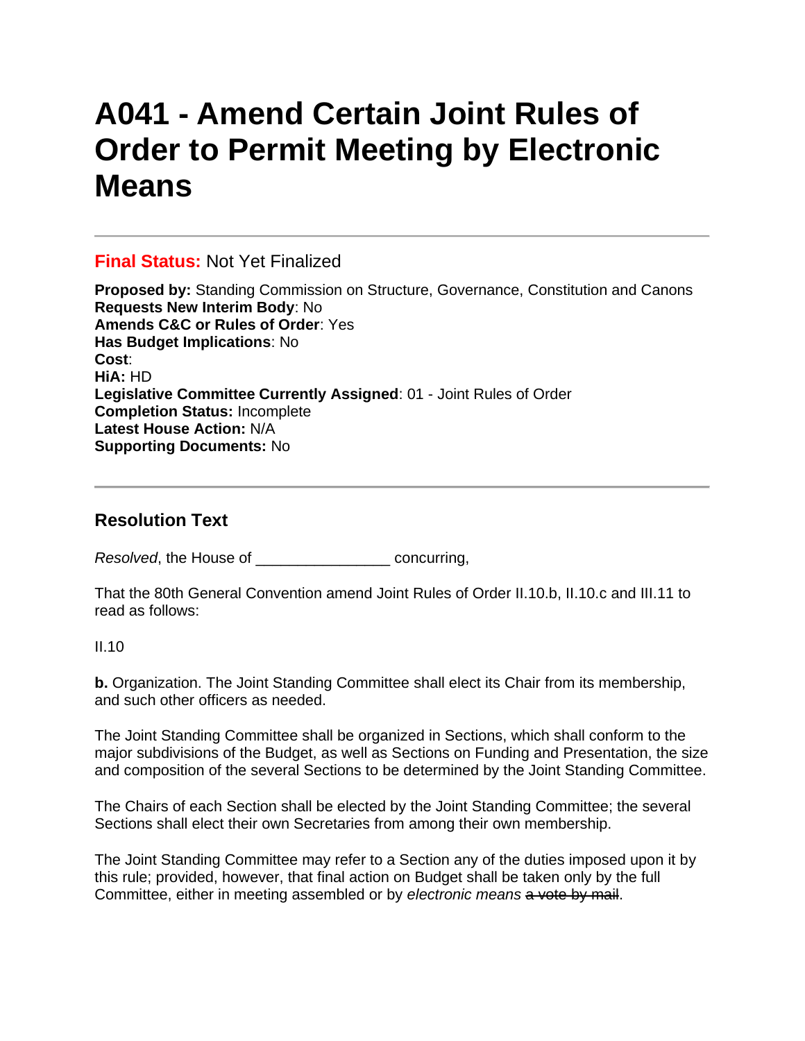# A041 - Amend Certain Joint Rules of Order to Permit Meeting by Electronic Means

---

**Final Status:** Not Yet Finalized

**Proposed by:** Standing Commission on Structure, Governance, Constitution and Canons
**Requests New Interim Body**: No
**Amends C&C or Rules of Order**: Yes
**Has Budget Implications**: No
**Cost**:
**HiA:** HD
**Legislative Committee Currently Assigned**: 01 - Joint Rules of Order
**Completion Status:** Incomplete
**Latest House Action:** N/A
**Supporting Documents:** No

---

## Resolution Text

*Resolved*, the House of _______________ concurring,

That the 80th General Convention amend Joint Rules of Order II.10.b, II.10.c and III.11 to read as follows:

II.10

**b.** Organization. The Joint Standing Committee shall elect its Chair from its membership, and such other officers as needed.

The Joint Standing Committee shall be organized in Sections, which shall conform to the major subdivisions of the Budget, as well as Sections on Funding and Presentation, the size and composition of the several Sections to be determined by the Joint Standing Committee.

The Chairs of each Section shall be elected by the Joint Standing Committee; the several Sections shall elect their own Secretaries from among their own membership.

The Joint Standing Committee may refer to a Section any of the duties imposed upon it by this rule; provided, however, that final action on Budget shall be taken only by the full Committee, either in meeting assembled or by *electronic means* ~~a vote by mail~~.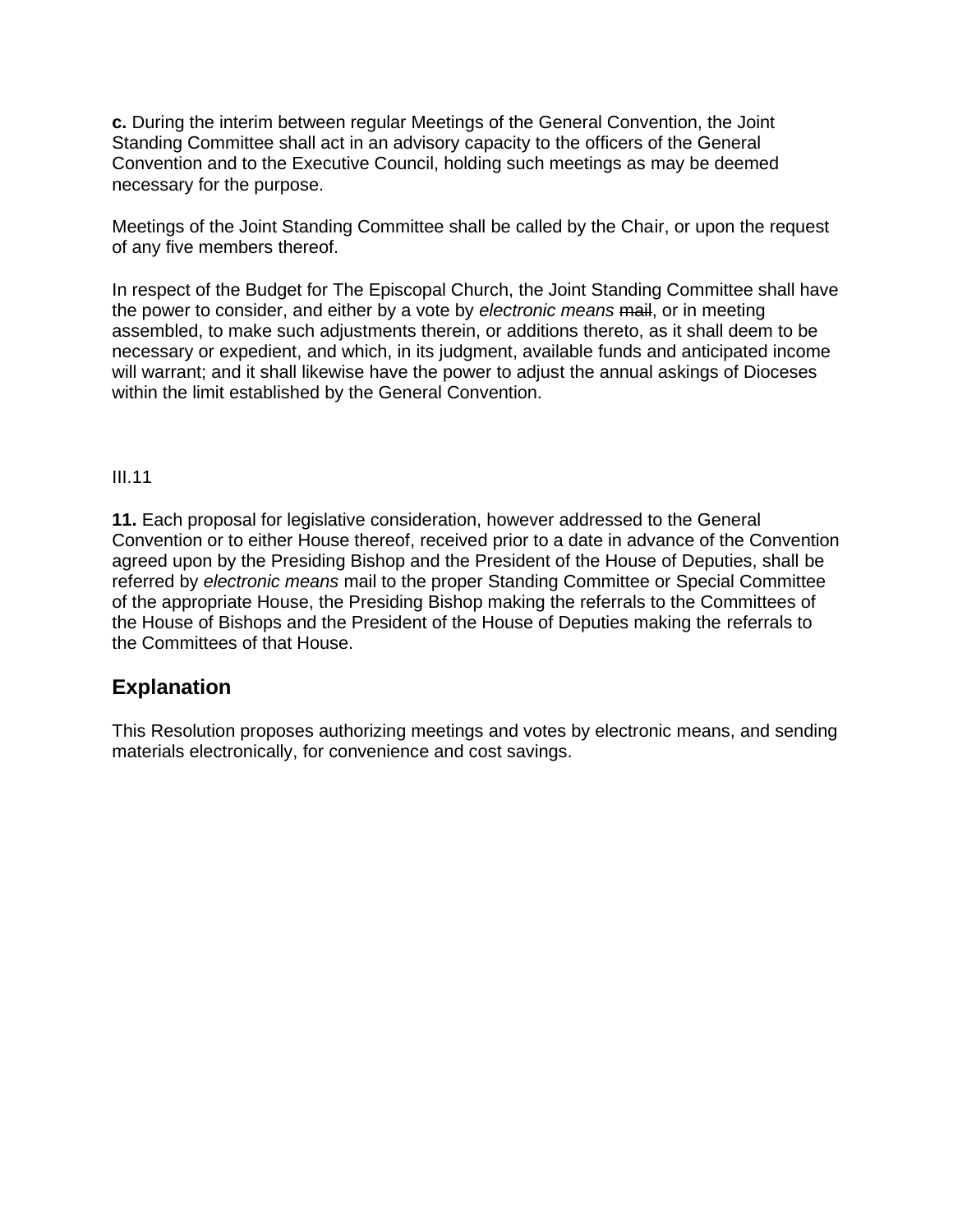**c.** During the interim between regular Meetings of the General Convention, the Joint Standing Committee shall act in an advisory capacity to the officers of the General Convention and to the Executive Council, holding such meetings as may be deemed necessary for the purpose.

Meetings of the Joint Standing Committee shall be called by the Chair, or upon the request of any five members thereof.

In respect of the Budget for The Episcopal Church, the Joint Standing Committee shall have the power to consider, and either by a vote by *electronic means* ~~mail~~, or in meeting assembled, to make such adjustments therein, or additions thereto, as it shall deem to be necessary or expedient, and which, in its judgment, available funds and anticipated income will warrant; and it shall likewise have the power to adjust the annual askings of Dioceses within the limit established by the General Convention.

III.11

**11.** Each proposal for legislative consideration, however addressed to the General Convention or to either House thereof, received prior to a date in advance of the Convention agreed upon by the Presiding Bishop and the President of the House of Deputies, shall be referred by *electronic means* mail to the proper Standing Committee or Special Committee of the appropriate House, the Presiding Bishop making the referrals to the Committees of the House of Bishops and the President of the House of Deputies making the referrals to the Committees of that House.

## Explanation

This Resolution proposes authorizing meetings and votes by electronic means, and sending materials electronically, for convenience and cost savings.